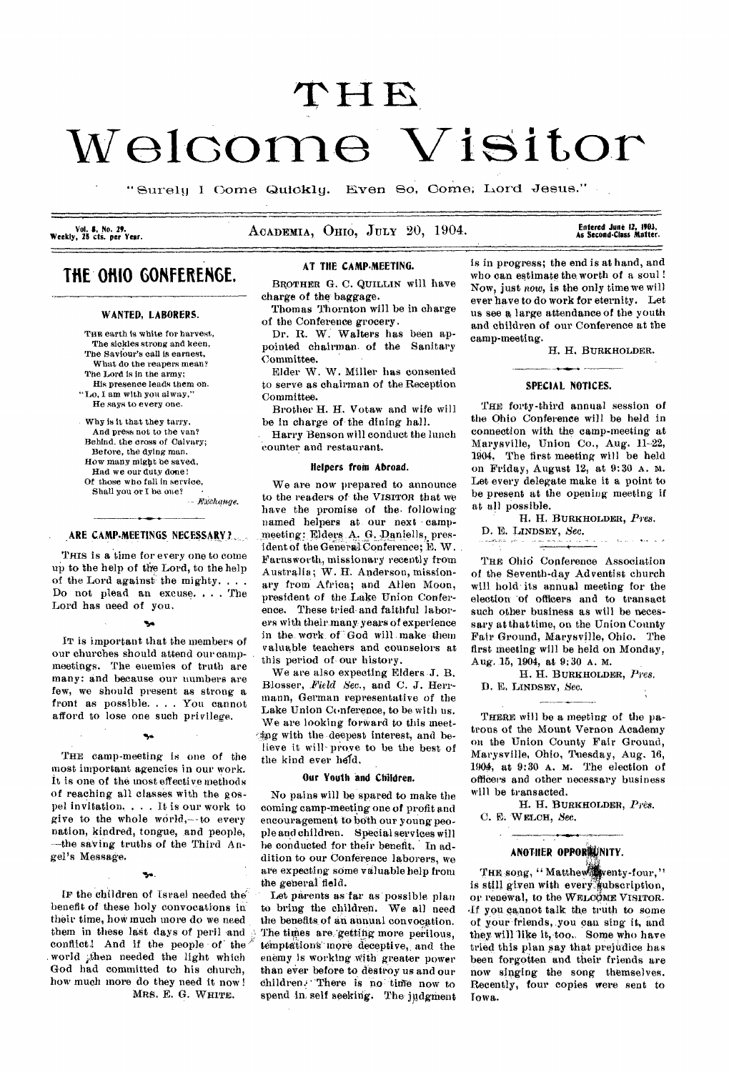# THE Welcome Visitor

"Surely I Come Quickly. Even So, Come, Lord Jesus."

Vol. 8, No. 29. Weekly, 25 cts. per Year.

ACADEMIA, OHIO, JULY 20, 1904.

Entered June 12, 1903, As Second-Class Matter.

## THE OHIO CONFERENCE.

### WANTED, LABORERS.

THE earth is white for harvest,
The sickles strong and keen,
The Saviour's call is earnest,
What do the reapers mean?
The Lord is in the army;
His presence leads them on.
"Lo, I am with you alway,"
He says to every one.

Why is it that they tarry,
And press not to the van?
Behind, the cross of Calvary;
Before, the dying man.
How many might be saved,
Had we our duty done!
Of those who fall in service,
Shall you or I be one?

— *Exchange.*

### ARE CAMP-MEETINGS NECESSARY?

THIS is a time for every one to come up to the help of the Lord, to the help of the Lord against the mighty. . . . Do not plead an excuse. . . . The Lord has need of you.

IT is important that the members of our churches should attend our camp-meetings. The enemies of truth are many: and because our numbers are few, we should present as strong a front as possible. . . . You cannot afford to lose one such privilege.

THE camp-meeting is one of the most important agencies in our work. It is one of the most effective methods of reaching all classes with the gospel invitation. . . . It is our work to give to the whole world,—to every nation, kindred, tongue, and people, —the saving truths of the Third Angel's Message.

IF the children of Israel needed the benefit of these holy convocations in their time, how much more do we need them in these last days of peril and conflict! And if the people of the world then needed the light which God had committed to his church, how much more do they need it now!

MRS. E. G. WHITE.

### AT THE CAMP-MEETING.

BROTHER G. C. QUILLIN will have charge of the baggage.

Thomas Thornton will be in charge of the Conference grocery.

Dr. R. W. Walters has been appointed chairman of the Sanitary Committee.

Elder W. W. Miller has consented to serve as chairman of the Reception Committee.

Brother H. H. Votaw and wife will be in charge of the dining hall.

Harry Benson will conduct the lunch counter and restaurant.

#### Helpers from Abroad.

We are now prepared to announce to the readers of the VISITOR that we have the promise of the following named helpers at our next camp-meeting: Elders A. G. Daniells, president of the General Conference; E. W. Farnsworth, missionary recently from Australia; W. H. Anderson, missionary from Africa; and Allen Moon, president of the Lake Union Conference. These tried and faithful laborers with their many years of experience in the work of God will make them valuable teachers and counselors at this period of our history.

We are also expecting Elders J. B. Blosser, *Field Sec.*, and C. J. Herrmann, German representative of the Lake Union Conference, to be with us. We are looking forward to this meeting with the deepest interest, and believe it will prove to be the best of the kind ever held.

#### Our Youth and Children.

No pains will be spared to make the coming camp-meeting one of profit and encouragement to both our young people and children. Special services will be conducted for their benefit. In addition to our Conference laborers, we are expecting some valuable help from the general field.

Let parents as far as possible plan to bring the children. We all need the benefits of an annual convocation. The times are getting more perilous, temptations more deceptive, and the enemy is working with greater power than ever before to destroy us and our children. There is no time now to spend in self seeking. The judgment is in progress; the end is at hand, and who can estimate the worth of a soul! Now, just *now*, is the only time we will ever have to do work for eternity. Let us see a large attendance of the youth and children of our Conference at the camp-meeting.

H. H. BURKHOLDER.

### SPECIAL NOTICES.

THE forty-third annual session of the Ohio Conference will be held in connection with the camp-meeting at Marysville, Union Co., Aug. 11-22, 1904. The first meeting will be held on Friday, August 12, at 9:30 A. M. Let every delegate make it a point to be present at the opening meeting if at all possible.

H. H. BURKHOLDER, *Pres.*
D. E. LINDSEY, *Sec.*

THE Ohio Conference Association of the Seventh-day Adventist church will hold its annual meeting for the election of officers and to transact such other business as will be necessary at that time, on the Union County Fair Ground, Marysville, Ohio. The first meeting will be held on Monday, Aug. 15, 1904, at 9:30 A. M.

H. H. BURKHOLDER, *Pres.*
D. E. LINDSEY, *Sec.*

THERE will be a meeting of the patrons of the Mount Vernon Academy on the Union County Fair Ground, Marysville, Ohio, Tuesday, Aug. 16, 1904, at 9:30 A. M. The election of officers and other necessary business will be transacted.

H. H. BURKHOLDER, *Pres.*
C. E. WELCH, *Sec.*

### ANOTHER OPPORTUNITY.

THE song, "Matthew Twenty-four," is still given with every subscription, or renewal, to the WELCOME VISITOR. If you cannot talk the truth to some of your friends, you can sing it, and they will like it, too. Some who have tried this plan say that prejudice has been forgotten and their friends are now singing the song themselves. Recently, four copies were sent to Iowa.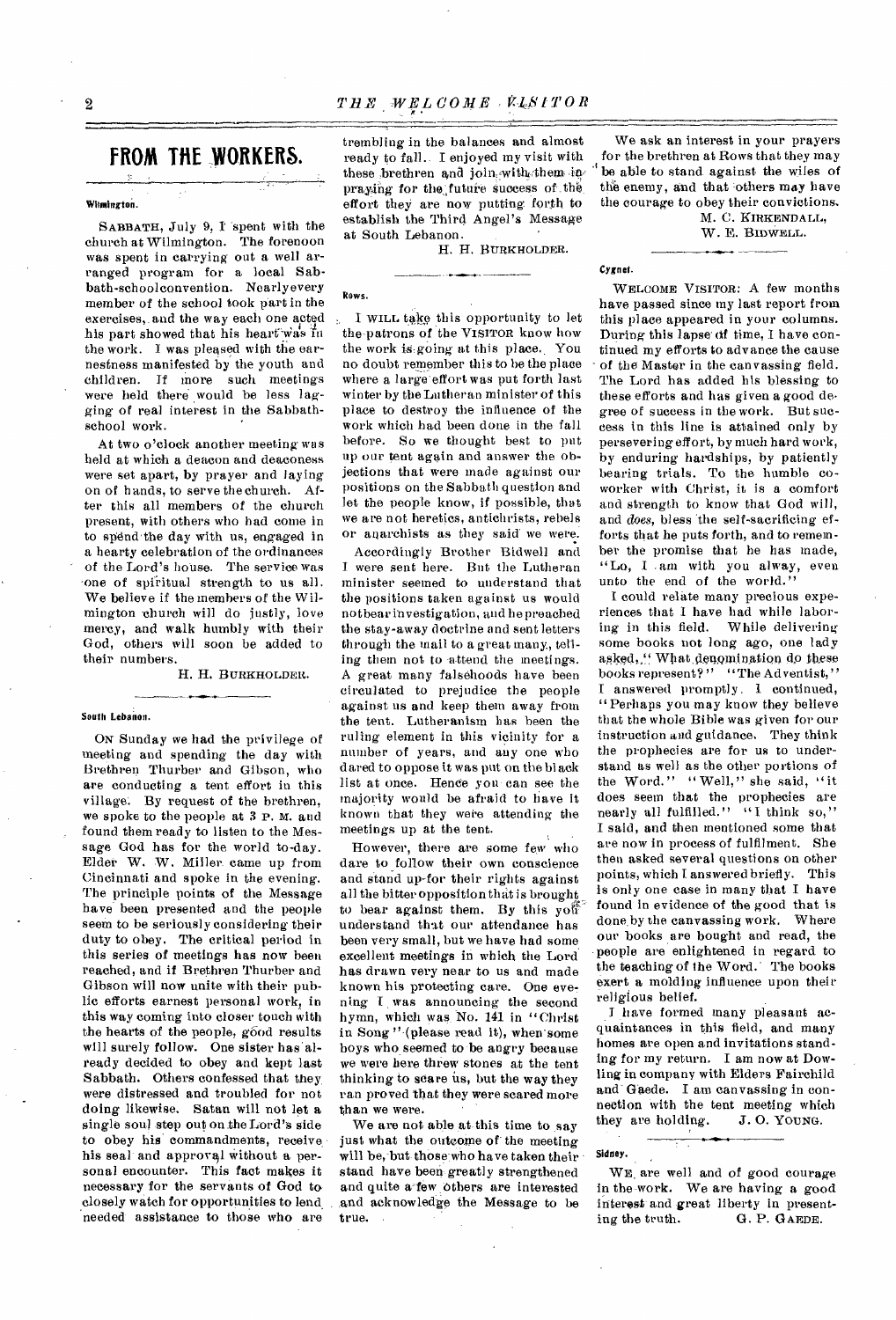## FROM THE WORKERS.

**Wilmington.**

SABBATH, July 9, I spent with the church at Wilmington. The forenoon was spent in carrying out a well arranged program for a local Sabbath-school convention. Nearly every member of the school took part in the exercises, and the way each one acted his part showed that his heart was in the work. I was pleased with the earnestness manifested by the youth and children. If more such meetings were held there would be less lagging of real interest in the Sabbath-school work.

At two o'clock another meeting was held at which a deacon and deaconess were set apart, by prayer and laying on of hands, to serve the church. After this all members of the church present, with others who had come in to spend the day with us, engaged in a hearty celebration of the ordinances of the Lord's house. The service was one of spiritual strength to us all. We believe if the members of the Wilmington church will do justly, love mercy, and walk humbly with their God, others will soon be added to their numbers.

H. H. BURKHOLDER.

**South Lebanon.**

ON Sunday we had the privilege of meeting and spending the day with Brethren Thurber and Gibson, who are conducting a tent effort in this village. By request of the brethren, we spoke to the people at 3 P. M. and found them ready to listen to the Message God has for the world to-day. Elder W. W. Miller came up from Cincinnati and spoke in the evening. The principle points of the Message have been presented and the people seem to be seriously considering their duty to obey. The critical period in this series of meetings has now been reached, and if Brethren Thurber and Gibson will now unite with their public efforts earnest personal work, in this way coming into closer touch with the hearts of the people, good results will surely follow. One sister has already decided to obey and kept last Sabbath. Others confessed that they were distressed and troubled for not doing likewise. Satan will not let a single soul step out on the Lord's side to obey his commandments, receive his seal and approval without a personal encounter. This fact makes it necessary for the servants of God to closely watch for opportunities to lend needed assistance to those who are trembling in the balances and almost ready to fall. I enjoyed my visit with these brethren and join with them in praying for the future success of the effort they are now putting forth to establish the Third Angel's Message at South Lebanon.

H. H. BURKHOLDER.

**Rows.**

I WILL take this opportunity to let the patrons of the VISITOR know how the work is going at this place. You no doubt remember this to be the place where a large effort was put forth last winter by the Lutheran minister of this place to destroy the influence of the work which had been done in the fall before. So we thought best to put up our tent again and answer the objections that were made against our positions on the Sabbath question and let the people know, if possible, that we are not heretics, antichrists, rebels or anarchists as they said we were.

Accordingly Brother Bidwell and I were sent here. But the Lutheran minister seemed to understand that the positions taken against us would not bear investigation, and he preached the stay-away doctrine and sent letters through the mail to a great many, telling them not to attend the meetings. A great many falsehoods have been circulated to prejudice the people against us and keep them away from the tent. Lutheranism has been the ruling element in this vicinity for a number of years, and any one who dared to oppose it was put on the black list at once. Hence you can see the majority would be afraid to have it known that they were attending the meetings up at the tent.

However, there are some few who dare to follow their own conscience and stand up for their rights against all the bitter opposition that is brought to bear against them. By this you understand that our attendance has been very small, but we have had some excellent meetings in which the Lord has drawn very near to us and made known his protecting care. One evening I was announcing the second hymn, which was No. 141 in "Christ in Song" (please read it), when some boys who seemed to be angry because we were here threw stones at the tent thinking to scare us, but the way they ran proved that they were scared more than we were.

We are not able at this time to say just what the outcome of the meeting will be, but those who have taken their stand have been greatly strengthened and quite a few others are interested and acknowledge the Message to be true.

We ask an interest in your prayers for the brethren at Rows that they may be able to stand against the wiles of the enemy, and that others may have the courage to obey their convictions.

M. C. KIRKENDALL,
W. E. BIDWELL.

**Cygnet.**

WELCOME VISITOR: A few months have passed since my last report from this place appeared in your columns. During this lapse of time, I have continued my efforts to advance the cause of the Master in the canvassing field. The Lord has added his blessing to these efforts and has given a good degree of success in the work. But success in this line is attained only by persevering effort, by much hard work, by enduring hardships, by patiently bearing trials. To the humble coworker with Christ, it is a comfort and strength to know that God will, and *does*, bless the self-sacrificing efforts that he puts forth, and to remember the promise that he has made, "Lo, I am with you alway, even unto the end of the world."

I could relate many precious experiences that I have had while laboring in this field. While delivering some books not long ago, one lady asked, "What denomination do these books represent?" "The Adventist," I answered promptly. I continued, "Perhaps you may know they believe that the whole Bible was given for our instruction and guidance. They think the prophecies are for us to understand as well as the other portions of the Word." "Well," she said, "it does seem that the prophecies are nearly all fulfilled." "I think so," I said, and then mentioned some that are now in process of fulfilment. She then asked several questions on other points, which I answered briefly. This is only one case in many that I have found in evidence of the good that is done by the canvassing work. Where our books are bought and read, the people are enlightened in regard to the teaching of the Word. The books exert a molding influence upon their religious belief.

I have formed many pleasant acquaintances in this field, and many homes are open and invitations standing for my return. I am now at Dowling in company with Elders Fairchild and Gaede. I am canvassing in connection with the tent meeting which they are holding.

J. O. YOUNG.

**Sidney.**

WE are well and of good courage in the work. We are having a good interest and great liberty in presenting the truth.

G. P. GAEDE.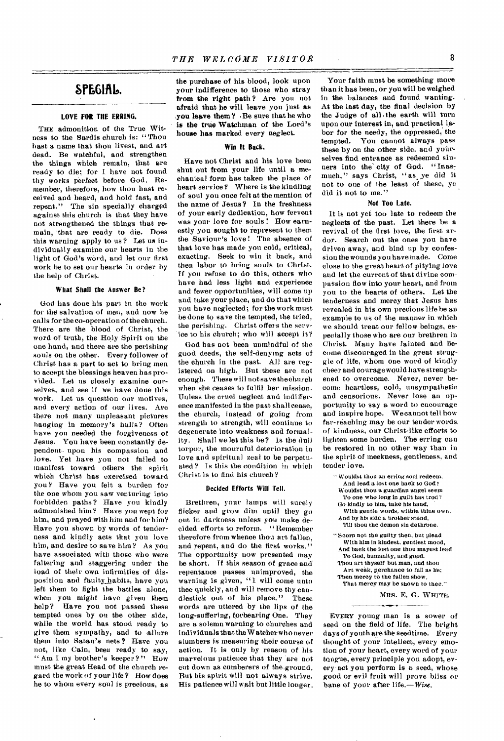# SPECIAL.

## LOVE FOR THE ERRING.

THE admonition of the True Witness to the Sardis church is: "Thou hast a name that thou livest, and art dead. Be watchful, and strengthen the things which remain, that are ready to die; for I have not found thy works perfect before God. Remember, therefore, how thou hast received and heard, and hold fast, and repent." The sin specially charged against this church is that they have not strengthened the things that remain, that are ready to die. Does this warning apply to us? Let us individually examine our hearts in the light of God's word, and let our first work be to set our hearts in order by the help of Christ.

### What Shall the Answer Be?

God has done his part in the work for the salvation of men, and now he calls for the co-operation of the church. There are the blood of Christ, the word of truth, the Holy Spirit on the one hand, and there are the perishing souls on the other. Every follower of Christ has a part to act to bring men to accept the blessings heaven has provided. Let us closely examine ourselves, and see if we have done this work. Let us question our motives, and every action of our lives. Are there not many unpleasant pictures hanging in memory's halls? Often have you needed the forgiveness of Jesus. You have been constantly dependent upon his compassion and love. Yet have you not failed to manifest toward others the spirit which Christ has exercised toward you? Have you felt a burden for the one whom you saw venturing into forbidden paths? Have you kindly admonished him? Have you wept for him, and prayed with him and for him? Have you shown by words of tenderness and kindly acts that you love him, and desire to save him? As you have associated with those who were faltering and staggering under the load of their own infirmities of disposition and faulty habits, have you left them to fight the battles alone, when you might have given them help? Have you not passed these tempted ones by on the other side, while the world has stood ready to give them sympathy, and to allure them into Satan's nets? Have you not, like Cain, been ready to say, "Am I my brother's keeper?" How must the great Head of the church regard the work of your life? How does he to whom every soul is precious, as the purchase of his blood, look upon your indifference to those who stray from the right path? Are you not afraid that he will leave you just as you leave them? Be sure that he who is the true Watchman of the Lord's house has marked every neglect.

### Win It Back.

Have not Christ and his love been shut out from your life until a mechanical form has taken the place of heart service? Where is the kindling of soul you once felt at the mention of the name of Jesus? In the freshness of your early dedication, how fervent was your love for souls! How earnestly you sought to represent to them the Saviour's love! The absence of that love has made you cold, critical, exacting. Seek to win it back, and then labor to bring souls to Christ. If you refuse to do this, others who have had less light and experience and fewer opportunities, will come up and take your place, and do that which you have neglected; for the work must be done to save the tempted, the tried, the perishing. Christ offers the service to his church; who will accept it?

God has not been unmindful of the good deeds, the self-denying acts of the church in the past. All are registered on high. But these are not enough. These will not save the church when she ceases to fulfil her mission. Unless the cruel neglect and indifference manifested in the past shall cease, the church, instead of going from strength to strength, will continue to degenerate into weakness and formality. Shall we let this be? Is the dull torpor, the mournful deterioration in love and spiritual zeal to be perpetuated? Is this the condition in which Christ is to find his church?

### Decided Efforts Will Tell.

Brethren, your lamps will surely flicker and grow dim until they go out in darkness unless you make decided efforts to reform. "Remember therefore from whence thou art fallen, and repent, and do the first works." The opportunity now presented may be short. If this season of grace and repentance passes unimproved, the warning is given, "I will come unto thee quickly, and will remove thy candlestick out of his place." These words are uttered by the lips of the long-suffering, forbearing One. They are a solemn warning to churches and individuals that the Watcher who never slumbers is measuring their course of action. It is only by reason of his marvelous patience that they are not cut down as cumberers of the ground. But his spirit will not always strive. His patience will wait but little longer.

Your faith must be something more than it has been, or you will be weighed in the balances and found wanting. At the last day, the final decision by the Judge of all the earth will turn upon our interest in, and practical labor for the needy, the oppressed, the tempted. You cannot always pass these by on the other side, and yourselves find entrance as redeemed sinners into the city of God. "Inasmuch," says Christ, "as ye did it not to one of the least of these, ye did it not to me."

### Not Too Late.

It is not yet too late to redeem the neglects of the past. Let there be a revival of the first love, the first ardor. Search out the ones you have driven away, and bind up by confession the wounds you have made. Come close to the great heart of pitying love and let the current of that divine compassion flow into your heart, and from you to the hearts of others. Let the tenderness and mercy that Jesus has revealed in his own precious life be an example to us of the manner in which we should treat our fellow beings, especially those who are our brethren in Christ. Many have fainted and become discouraged in the great struggle of life, whom one word of kindly cheer and courage would have strengthened to overcome. Never, never become heartless, cold, unsympathetic and censorious. Never lose an opportunity to say a word to encourage and inspire hope. We cannot tell how far-reaching may be our tender words of kindness, our Christ-like efforts to lighten some burden. The erring can be restored in no other way than in the spirit of meekness, gentleness, and tender love.

> "Wouldst thou an erring soul redeem,
> And lead a lost one back to God?
> Wouldst thou a guardian angel seem
> To one who long in guilt has trod?
> Go kindly to him, take his hand,
> With gentle words, within thine own,
> And by his side a brother stand,
> Till thou the demon sin dethrone.
>
> "Scorn not the guilty then, but plead
> With him in kindest, gentlest mood,
> And back the lost one thou mayest lead
> To God, humanity, and good.
> Thou art thyself but man, and thou
> Art weak, perchance to fall as he;
> Then mercy to the fallen show,
> That mercy may be shown to thee."

MRS. E. G. WHITE.

---

EVERY young man is a sower of seed on the field of life. The bright days of youth are the seedtime. Every thought of your intellect, every emotion of your heart, every word of your tongue, every principle you adopt, every act you perform is a seed, whose good or evil fruit will prove bliss or bane of your after life.—*Wise.*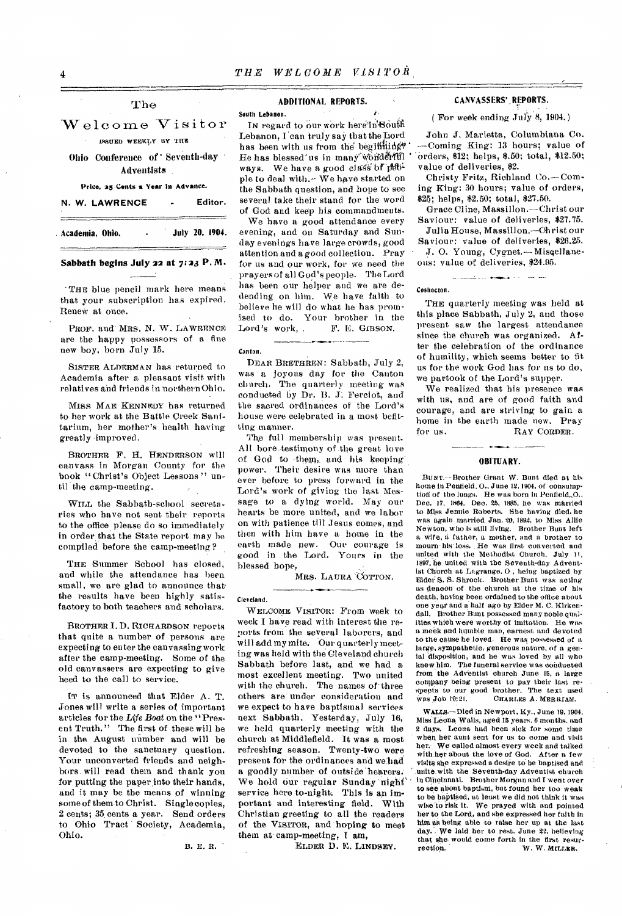# The Welcome Visitor

ISSUED WEEKLY BY THE

**Ohio Conference of Seventh-day Adventists**

Price, 25 Cents a Year in Advance.

**N. W. LAWRENCE - Editor.**

Academia, Ohio. July 20, 1904.

**Sabbath begins July 22 at 7:23 P. M.**

THE blue pencil mark here means that your subscription has expired. Renew at once.

PROF. and MRS. N. W. LAWRENCE are the happy possessors of a fine new boy, born July 15.

SISTER ALDERMAN has returned to Academia after a pleasant visit with relatives and friends in northern Ohio.

MISS MAE KENNEDY has returned to her work at the Battle Creek Sanitarium, her mother's health having greatly improved.

BROTHER F. H. HENDERSON will canvass in Morgan County for the book "Christ's Object Lessons" until the camp-meeting.

WILL the Sabbath-school secretaries who have not sent their reports to the office please do so immediately in order that the State report may be compiled before the camp-meeting?

THE Summer School has closed, and while the attendance has been small, we are glad to announce that the results have been highly satisfactory to both teachers and scholars.

BROTHER I. D. RICHARDSON reports that quite a number of persons are expecting to enter the canvassing work after the camp-meeting. Some of the old canvassers are expecting to give heed to the call to service.

IT is announced that Elder A. T. Jones will write a series of important articles for the *Life Boat* on the "Present Truth." The first of these will be in the August number and will be devoted to the sanctuary question. Your unconverted friends and neighbors will read them and thank you for putting the paper into their hands, and it may be the means of winning some of them to Christ. Single copies, 2 cents; 35 cents a year. Send orders to Ohio Tract Society, Academia, Ohio.

B. E. R.

## ADDITIONAL REPORTS.

**South Lebanon.**

IN regard to our work here in South Lebanon, I can truly say that the Lord has been with us from the beginning. He has blessed us in many wonderful ways. We have a good class of people to deal with. We have started on the Sabbath question, and hope to see several take their stand for the word of God and keep his commandments.

We have a good attendance every evening, and on Saturday and Sunday evenings have large crowds, good attention and a good collection. Pray for us and our work, for we need the prayers of all God's people. The Lord has been our helper and we are depending on him. We have faith to believe he will do what he has promised to do. Your brother in the Lord's work, F. E. GIBSON.

**Canton.**

DEAR BRETHREN: Sabbath, July 2, was a joyous day for the Canton church. The quarterly meeting was conducted by Dr. B. J. Ferciot, and the sacred ordinances of the Lord's house were celebrated in a most befitting manner.

The full membership was present. All bore testimony of the great love of God to them, and his keeping power. Their desire was more than ever before to press forward in the Lord's work of giving the last Message to a dying world. May our hearts be more united, and we labor on with patience till Jesus comes, and then with him have a home in the earth made new. Our courage is good in the Lord. Yours in the blessed hope,

MRS. LAURA COTTON.

**Cleveland.**

WELCOME VISITOR: From week to week I have read with interest the reports from the several laborers, and will add my mite. Our quarterly meeting was held with the Cleveland church Sabbath before last, and we had a most excellent meeting. Two united with the church. The names of three others are under consideration and we expect to have baptismal services next Sabbath. Yesterday, July 16, we held quarterly meeting with the church at Middlefield. It was a most refreshing season. Twenty-two were present for the ordinances and we had a goodly number of outside hearers. We hold our regular Sunday night service here to-night. This is an important and interesting field. With Christian greeting to all the readers of the VISITOR, and hoping to meet them at camp-meeting, I am,

ELDER D. E. LINDSEY.

## CANVASSERS' REPORTS.

(For week ending July 8, 1904.)

John J. Marietta, Columbiana Co. —Coming King: 13 hours; value of orders, $12; helps, $.50; total, $12.50; value of deliveries, $2.

Christy Fritz, Richland Co.—Coming King: 30 hours; value of orders, $25; helps, $2.50; total, $27.50.

Grace Cline, Massillon.—Christ our Saviour: value of deliveries, $27.75.

Julia House, Massillon.—Christ our Saviour: value of deliveries, $26.25.

J. O. Young, Cygnet.—Miscellaneous: value of deliveries, $24.95.

**Coshocton.**

THE quarterly meeting was held at this place Sabbath, July 2, and those present saw the largest attendance since the church was organized. After the celebration of the ordinance of humility, which seems better to fit us for the work God has for us to do, we partook of the Lord's supper.

We realized that his presence was with us, and are of good faith and courage, and are striving to gain a home in the earth made new. Pray for us. RAY CORDER.

## OBITUARY.

BUNT.—Brother Grant W. Bunt died at his home in Penfield, O., June 12, 1904, of consumption of the lungs. He was born in Penfield, O., Dec. 17, 1864. Dec. 25, 1885, he was married to Miss Jennie Roberts. She having died, he was again married Jan. 20, 1892, to Miss Allie Newton, who is still living. Brother Bunt left a wife, a father, a mother, and a brother to mourn his loss. He was first converted and united with the Methodist Church. July 11, 1897, he united with the Seventh-day Adventist Church at Lagrange, O., being baptized by Elder S. S. Shrock. Brother Bunt was acting as deacon of the church at the time of his death, having been ordained to the office about one year and a half ago by Elder M. C. Kirkendall. Brother Bunt possessed many noble qualities which were worthy of imitation. He was a meek and humble man, earnest and devoted to the cause he loved. He was possessed of a large, sympathetic, generous nature, of a genial disposition, and he was loved by all who knew him. The funeral service was conducted from the Adventist church June 15, a large company being present to pay their last respects to our good brother. The text used was Job 19:21. CHARLES A. MERRIAM.

WALLS.—Died in Newport, Ky., June 19, 1904, Miss Leona Walls, aged 15 years, 6 months, and 2 days. Leona had been sick for some time when her aunt sent for us to come and visit her. We called almost every week and talked with her about the love of God. After a few visits she expressed a desire to be baptised and unite with the Seventh-day Adventist church in Cincinnati. Brother Morgan and I went over to see about baptism, but found her too weak to be baptised, at least we did not think it was wise to risk it. We prayed with and pointed her to the Lord, and she expressed her faith in him as being able to raise her up at the last day. We laid her to rest, June 22, believing that she would come forth in the first resurrection. W. W. MILLER.